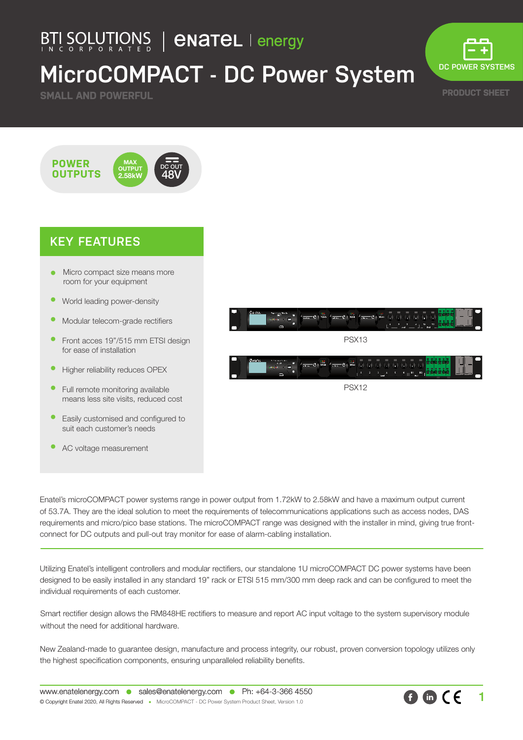BTI SOLUTIONS INCORPORATED | enatel | energy

# MicroCOMPACT - DC Power System

SMALL AND POWERFUL

DC POWER SYSTEMS

PRODUCT SHEET

**POWER OUTPUTS**

MAX OUTPUT 2.58kW

DC OUT 48V

## KEY FEATURES

- Micro compact size means more room for your equipment
- World leading power-density
- Modular telecom-grade rectifiers
- Front acces 19"/515 mm ETSI design for ease of installation
- Higher reliability reduces OPEX
- Full remote monitoring available means less site visits, reduced cost
- Easily customised and configured to suit each customer's needs
- AC voltage measurement

PSX13

PSX12

Enatel's microCOMPACT power systems range in power output from 1.72kW to 2.58kW and have a maximum output current of 53.7A. They are the ideal solution to meet the requirements of telecommunications applications such as access nodes, DAS requirements and micro/pico base stations. The microCOMPACT range was designed with the installer in mind, giving true front-connect for DC outputs and pull-out tray monitor for ease of alarm-cabling installation.

Utilizing Enatel's intelligent controllers and modular rectifiers, our standalone 1U microCOMPACT DC power systems have been designed to be easily installed in any standard 19" rack or ETSI 515 mm/300 mm deep rack and can be configured to meet the individual requirements of each customer.

Smart rectifier design allows the RM848HE rectifiers to measure and report AC input voltage to the system supervisory module without the need for additional hardware.

New Zealand-made to guarantee design, manufacture and process integrity, our robust, proven conversion topology utilizes only the highest specification components, ensuring unparalleled reliability benefits.

www.enatelenergy.com • sales@enatelenergy.com • Ph: +64-3-366 4550

© Copyright Enatel 2020, All Rights Reserved • MicroCOMPACT - DC Power System Product Sheet, Version 1.0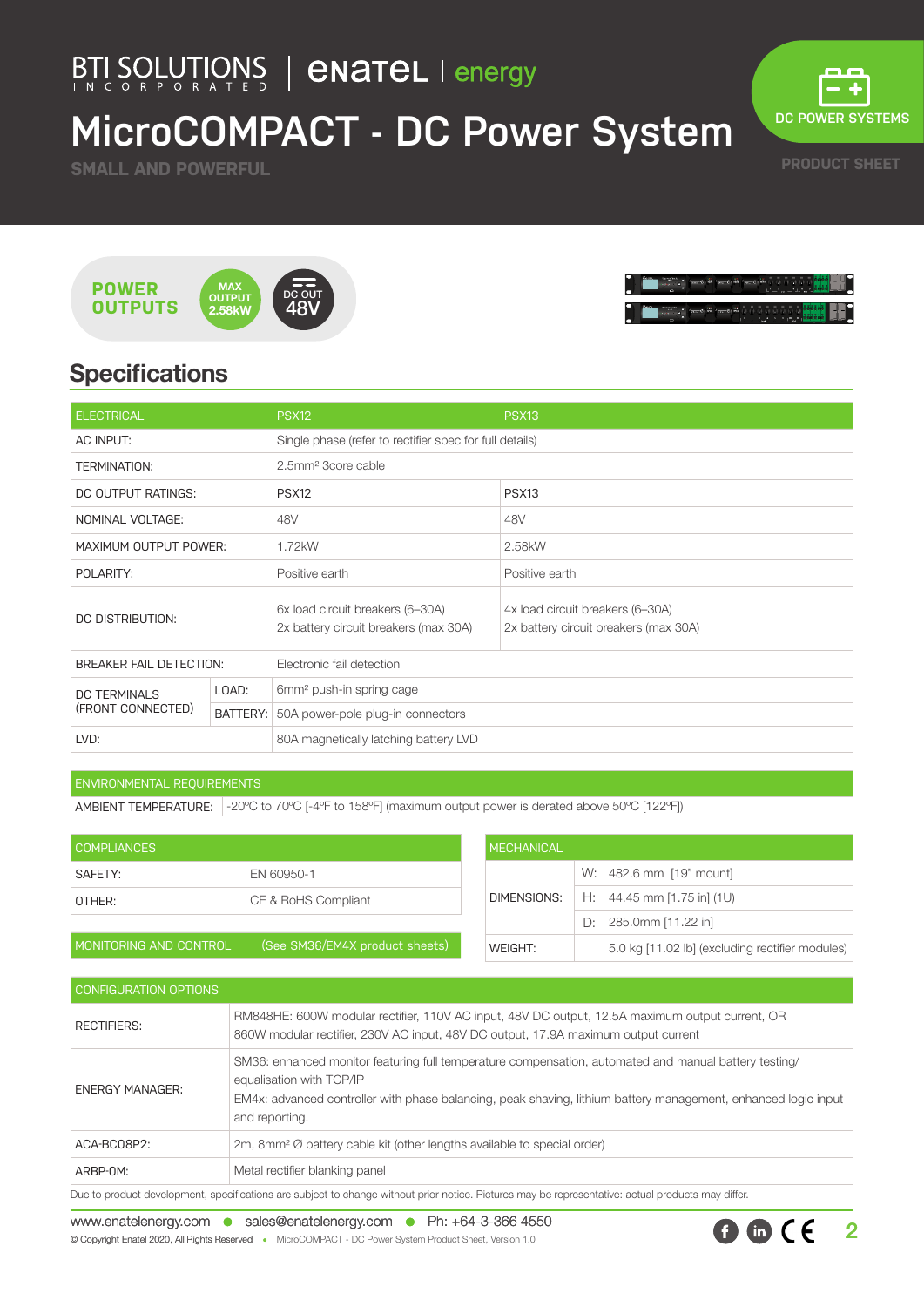BTI SOLUTIONS INCORPORATED | enatel | energy

# MicroCOMPACT - DC Power System

SMALL AND POWERFUL

DC POWER SYSTEMS

PRODUCT SHEET

**POWER OUTPUTS**

MAX OUTPUT 2.58kW

DC OUT 48V

## Specifications

| ELECTRICAL | | PSX12 | PSX13 |
|---|---|---|---|
| AC INPUT: | | Single phase (refer to rectifier spec for full details) | |
| TERMINATION: | | 2.5mm² 3core cable | |
| DC OUTPUT RATINGS: | | PSX12 | PSX13 |
| NOMINAL VOLTAGE: | | 48V | 48V |
| MAXIMUM OUTPUT POWER: | | 1.72kW | 2.58kW |
| POLARITY: | | Positive earth | Positive earth |
| DC DISTRIBUTION: | | 6x load circuit breakers (6–30A)<br>2x battery circuit breakers (max 30A) | 4x load circuit breakers (6–30A)<br>2x battery circuit breakers (max 30A) |
| BREAKER FAIL DETECTION: | | Electronic fail detection | |
| DC TERMINALS (FRONT CONNECTED) | LOAD: | 6mm² push-in spring cage | |
| | BATTERY: | 50A power-pole plug-in connectors | |
| LVD: | | 80A magnetically latching battery LVD | |

| ENVIRONMENTAL REQUIREMENTS | |
|---|---|
| AMBIENT TEMPERATURE: | -20ºC to 70ºC [-4ºF to 158ºF] (maximum output power is derated above 50ºC [122ºF]) |

| COMPLIANCES | |
|---|---|
| SAFETY: | EN 60950-1 |
| OTHER: | CE & RoHS Compliant |

MONITORING AND CONTROL (See SM36/EM4X product sheets)

| MECHANICAL | | |
|---|---|---|
| DIMENSIONS: | W: | 482.6 mm [19" mount] |
| | H: | 44.45 mm [1.75 in] (1U) |
| | D: | 285.0mm [11.22 in] |
| WEIGHT: | | 5.0 kg [11.02 lb] (excluding rectifier modules) |

| CONFIGURATION OPTIONS | |
|---|---|
| RECTIFIERS: | RM848HE: 600W modular rectifier, 110V AC input, 48V DC output, 12.5A maximum output current, OR 860W modular rectifier, 230V AC input, 48V DC output, 17.9A maximum output current |
| ENERGY MANAGER: | SM36: enhanced monitor featuring full temperature compensation, automated and manual battery testing/equalisation with TCP/IP<br>EM4x: advanced controller with phase balancing, peak shaving, lithium battery management, enhanced logic input and reporting. |
| ACA-BC08P2: | 2m, 8mm² Ø battery cable kit (other lengths available to special order) |
| ARBP-0M: | Metal rectifier blanking panel |

Due to product development, specifications are subject to change without prior notice. Pictures may be representative: actual products may differ.

www.enatelenergy.com • sales@enatelenergy.com • Ph: +64-3-366 4550

© Copyright Enatel 2020, All Rights Reserved • MicroCOMPACT - DC Power System Product Sheet, Version 1.0